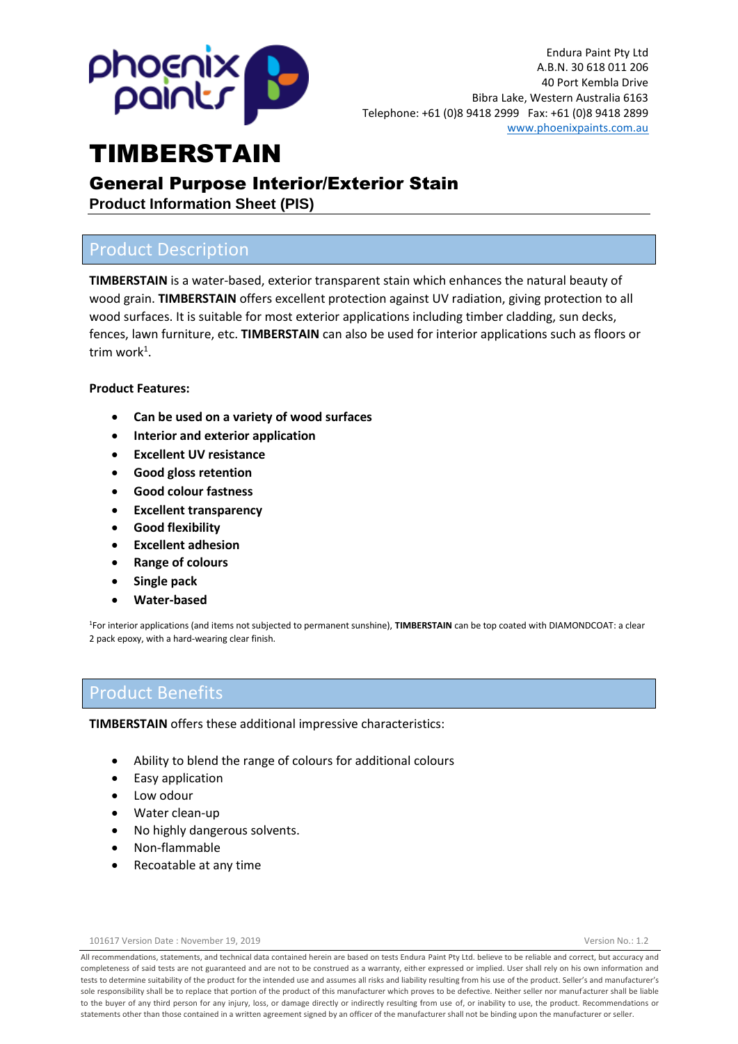Endura Paint Pty Ltd
A.B.N. 30 618 011 206
40 Port Kembla Drive
Bibra Lake, Western Australia 6163
Telephone: +61 (0)8 9418 2999 Fax: +61 (0)8 9418 2899
www.phoenixpaints.com.au

# TIMBERSTAIN

## General Purpose Interior/Exterior Stain

**Product Information Sheet (PIS)**

## Product Description

**TIMBERSTAIN** is a water-based, exterior transparent stain which enhances the natural beauty of wood grain. **TIMBERSTAIN** offers excellent protection against UV radiation, giving protection to all wood surfaces. It is suitable for most exterior applications including timber cladding, sun decks, fences, lawn furniture, etc. **TIMBERSTAIN** can also be used for interior applications such as floors or trim work[1].

**Product Features:**

- **Can be used on a variety of wood surfaces**
- **Interior and exterior application**
- **Excellent UV resistance**
- **Good gloss retention**
- **Good colour fastness**
- **Excellent transparency**
- **Good flexibility**
- **Excellent adhesion**
- **Range of colours**
- **Single pack**
- **Water-based**

[1]For interior applications (and items not subjected to permanent sunshine), **TIMBERSTAIN** can be top coated with DIAMONDCOAT: a clear 2 pack epoxy, with a hard-wearing clear finish.

## Product Benefits

**TIMBERSTAIN** offers these additional impressive characteristics:

- Ability to blend the range of colours for additional colours
- Easy application
- Low odour
- Water clean-up
- No highly dangerous solvents.
- Non-flammable
- Recoatable at any time

101617 Version Date : November 19, 2019 Version No.: 1.2

All recommendations, statements, and technical data contained herein are based on tests Endura Paint Pty Ltd. believe to be reliable and correct, but accuracy and completeness of said tests are not guaranteed and are not to be construed as a warranty, either expressed or implied. User shall rely on his own information and tests to determine suitability of the product for the intended use and assumes all risks and liability resulting from his use of the product. Seller's and manufacturer's sole responsibility shall be to replace that portion of the product of this manufacturer which proves to be defective. Neither seller nor manufacturer shall be liable to the buyer of any third person for any injury, loss, or damage directly or indirectly resulting from use of, or inability to use, the product. Recommendations or statements other than those contained in a written agreement signed by an officer of the manufacturer shall not be binding upon the manufacturer or seller.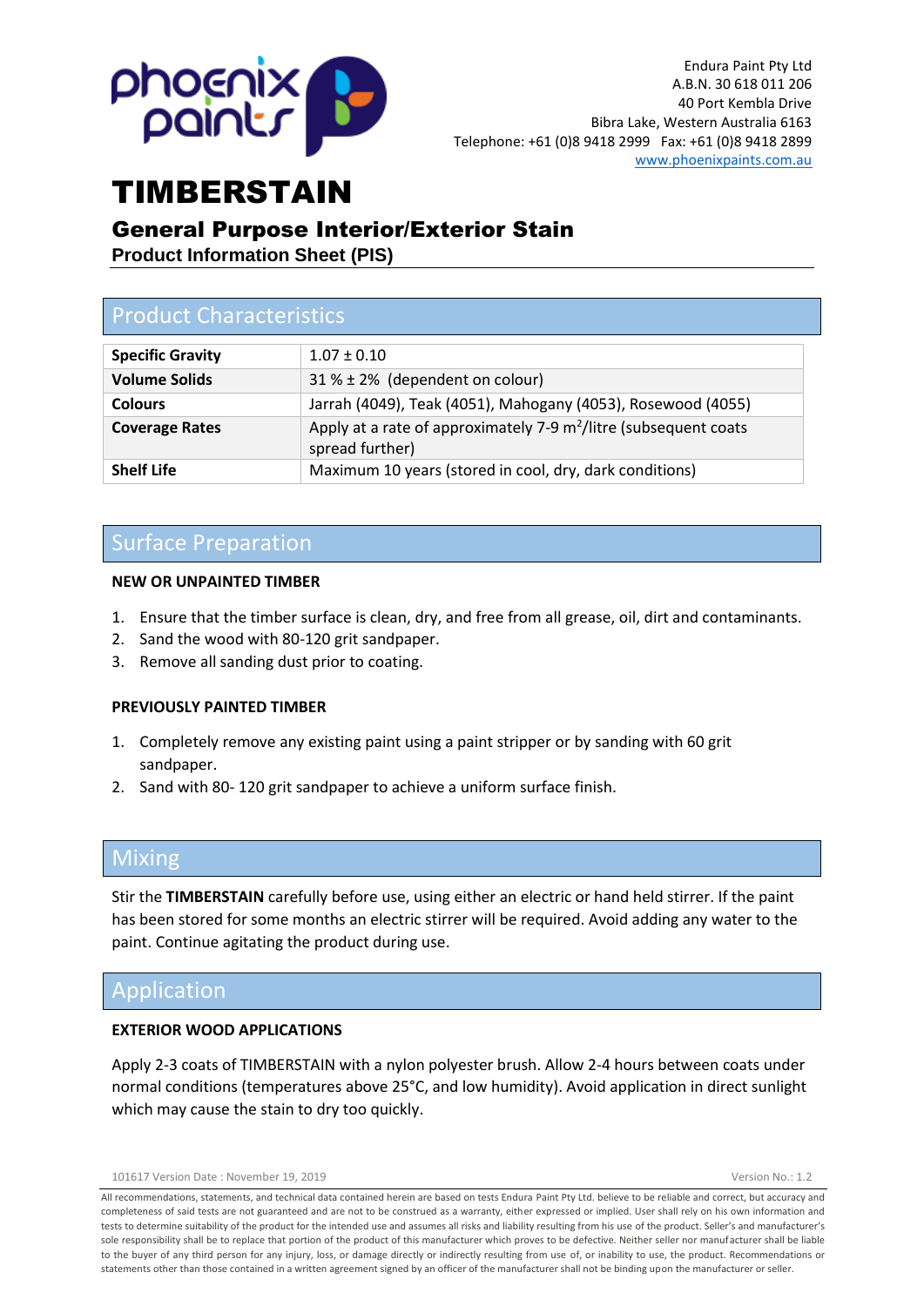Endura Paint Pty Ltd
A.B.N. 30 618 011 206
40 Port Kembla Drive
Bibra Lake, Western Australia 6163
Telephone: +61 (0)8 9418 2999 Fax: +61 (0)8 9418 2899
www.phoenixpaints.com.au

# TIMBERSTAIN

## General Purpose Interior/Exterior Stain

**Product Information Sheet (PIS)**

## Product Characteristics

| | |
|---|---|
| **Specific Gravity** | 1.07 ± 0.10 |
| **Volume Solids** | 31 % ± 2% (dependent on colour) |
| **Colours** | Jarrah (4049), Teak (4051), Mahogany (4053), Rosewood (4055) |
| **Coverage Rates** | Apply at a rate of approximately 7-9 $m^2$/litre (subsequent coats spread further) |
| **Shelf Life** | Maximum 10 years (stored in cool, dry, dark conditions) |

## Surface Preparation

**NEW OR UNPAINTED TIMBER**

1. Ensure that the timber surface is clean, dry, and free from all grease, oil, dirt and contaminants.
2. Sand the wood with 80-120 grit sandpaper.
3. Remove all sanding dust prior to coating.

**PREVIOUSLY PAINTED TIMBER**

1. Completely remove any existing paint using a paint stripper or by sanding with 60 grit sandpaper.
2. Sand with 80- 120 grit sandpaper to achieve a uniform surface finish.

## Mixing

Stir the **TIMBERSTAIN** carefully before use, using either an electric or hand held stirrer. If the paint has been stored for some months an electric stirrer will be required. Avoid adding any water to the paint. Continue agitating the product during use.

## Application

**EXTERIOR WOOD APPLICATIONS**

Apply 2-3 coats of TIMBERSTAIN with a nylon polyester brush. Allow 2-4 hours between coats under normal conditions (temperatures above 25°C, and low humidity). Avoid application in direct sunlight which may cause the stain to dry too quickly.

101617 Version Date : November 19, 2019 Version No.: 1.2

All recommendations, statements, and technical data contained herein are based on tests Endura Paint Pty Ltd. believe to be reliable and correct, but accuracy and completeness of said tests are not guaranteed and are not to be construed as a warranty, either expressed or implied. User shall rely on his own information and tests to determine suitability of the product for the intended use and assumes all risks and liability resulting from his use of the product. Seller's and manufacturer's sole responsibility shall be to replace that portion of the product of this manufacturer which proves to be defective. Neither seller nor manufacturer shall be liable to the buyer of any third person for any injury, loss, or damage directly or indirectly resulting from use of, or inability to use, the product. Recommendations or statements other than those contained in a written agreement signed by an officer of the manufacturer shall not be binding upon the manufacturer or seller.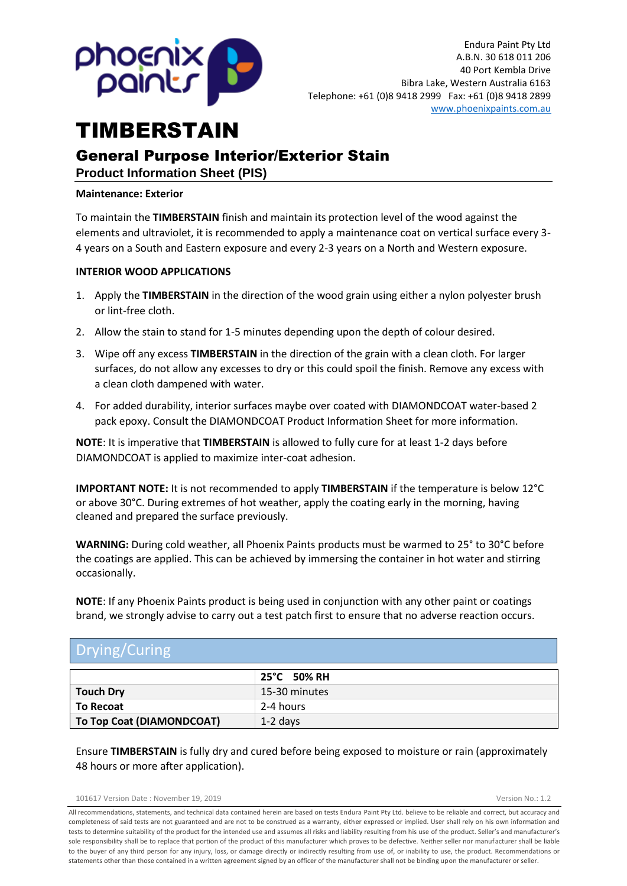# TIMBERSTAIN

## General Purpose Interior/Exterior Stain

### Product Information Sheet (PIS)

**Maintenance: Exterior**

To maintain the **TIMBERSTAIN** finish and maintain its protection level of the wood against the elements and ultraviolet, it is recommended to apply a maintenance coat on vertical surface every 3-4 years on a South and Eastern exposure and every 2-3 years on a North and Western exposure.

**INTERIOR WOOD APPLICATIONS**

1. Apply the **TIMBERSTAIN** in the direction of the wood grain using either a nylon polyester brush or lint-free cloth.
2. Allow the stain to stand for 1-5 minutes depending upon the depth of colour desired.
3. Wipe off any excess **TIMBERSTAIN** in the direction of the grain with a clean cloth. For larger surfaces, do not allow any excesses to dry or this could spoil the finish. Remove any excess with a clean cloth dampened with water.
4. For added durability, interior surfaces maybe over coated with DIAMONDCOAT water-based 2 pack epoxy. Consult the DIAMONDCOAT Product Information Sheet for more information.

**NOTE**: It is imperative that **TIMBERSTAIN** is allowed to fully cure for at least 1-2 days before DIAMONDCOAT is applied to maximize inter-coat adhesion.

**IMPORTANT NOTE:** It is not recommended to apply **TIMBERSTAIN** if the temperature is below 12°C or above 30°C. During extremes of hot weather, apply the coating early in the morning, having cleaned and prepared the surface previously.

**WARNING:** During cold weather, all Phoenix Paints products must be warmed to 25° to 30°C before the coatings are applied. This can be achieved by immersing the container in hot water and stirring occasionally.

**NOTE**: If any Phoenix Paints product is being used in conjunction with any other paint or coatings brand, we strongly advise to carry out a test patch first to ensure that no adverse reaction occurs.

## Drying/Curing

| | **25°C 50% RH** |
|---|---|
| **Touch Dry** | 15-30 minutes |
| **To Recoat** | 2-4 hours |
| **To Top Coat (DIAMONDCOAT)** | 1-2 days |

Ensure **TIMBERSTAIN** is fully dry and cured before being exposed to moisture or rain (approximately 48 hours or more after application).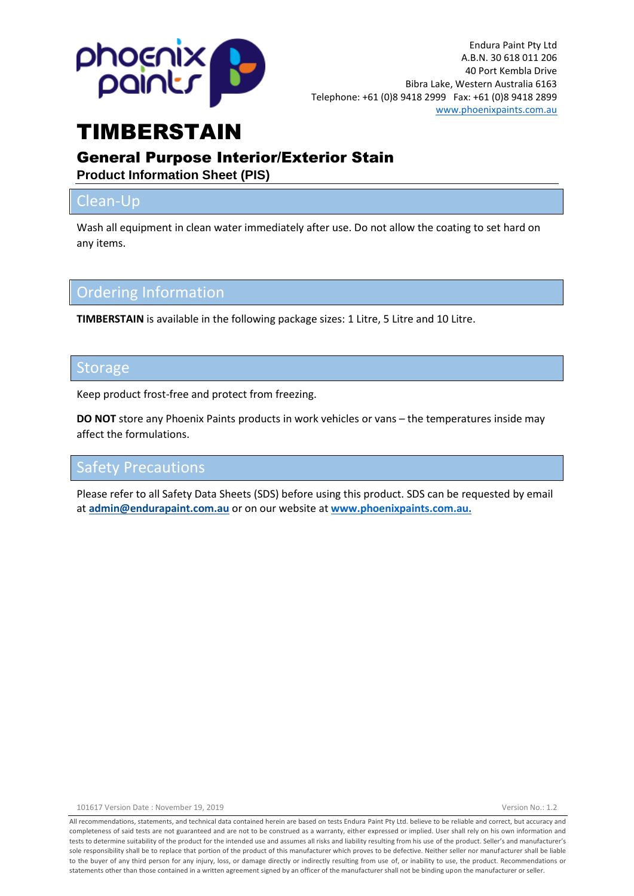# TIMBERSTAIN

## General Purpose Interior/Exterior Stain

**Product Information Sheet (PIS)**

## Clean-Up

Wash all equipment in clean water immediately after use. Do not allow the coating to set hard on any items.

## Ordering Information

**TIMBERSTAIN** is available in the following package sizes: 1 Litre, 5 Litre and 10 Litre.

## Storage

Keep product frost-free and protect from freezing.

**DO NOT** store any Phoenix Paints products in work vehicles or vans – the temperatures inside may affect the formulations.

## Safety Precautions

Please refer to all Safety Data Sheets (SDS) before using this product. SDS can be requested by email at **admin@endurapaint.com.au** or on our website at **www.phoenixpaints.com.au.**